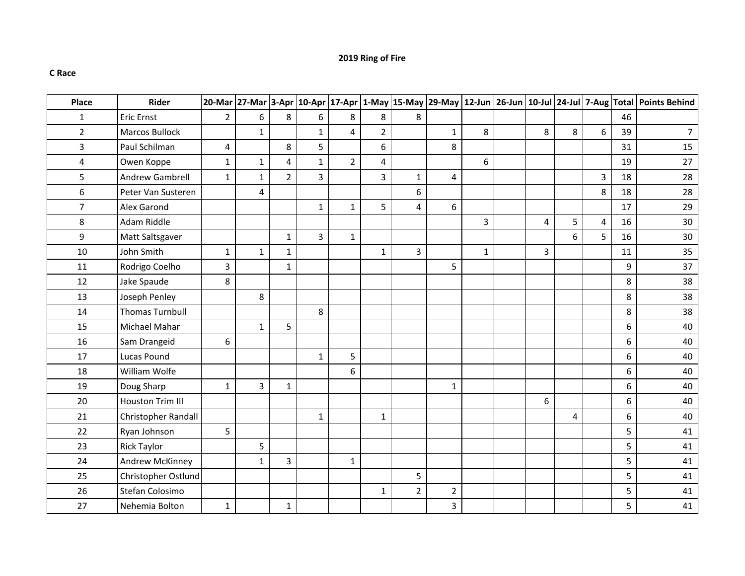**2019 Ring of Fire**

**C Race**

| Place | Rider | 20-Mar | 27-Mar | 3-Apr | 10-Apr | 17-Apr | 1-May | 15-May | 29-May | 12-Jun | 26-Jun | 10-Jul | 24-Jul | 7-Aug | Total | Points Behind |
|---|---|---|---|---|---|---|---|---|---|---|---|---|---|---|---|---|
| 1 | Eric Ernst | 2 | 6 | 8 | 6 | 8 | 8 | 8 | | | | | | | 46 | |
| 2 | Marcos Bullock | | 1 | | 1 | 4 | 2 | | 1 | 8 | | 8 | 8 | 6 | 39 | 7 |
| 3 | Paul Schilman | 4 | | 8 | 5 | | 6 | | 8 | | | | | | 31 | 15 |
| 4 | Owen Koppe | 1 | 1 | 4 | 1 | 2 | 4 | | | 6 | | | | | 19 | 27 |
| 5 | Andrew Gambrell | 1 | 1 | 2 | 3 | | 3 | 1 | 4 | | | | | 3 | 18 | 28 |
| 6 | Peter Van Susteren | | 4 | | | | | 6 | | | | | | 8 | 18 | 28 |
| 7 | Alex Garond | | | | 1 | 1 | 5 | 4 | 6 | | | | | | 17 | 29 |
| 8 | Adam Riddle | | | | | | | | | 3 | | 4 | 5 | 4 | 16 | 30 |
| 9 | Matt Saltsgaver | | | 1 | 3 | 1 | | | | | | | 6 | 5 | 16 | 30 |
| 10 | John Smith | 1 | 1 | 1 | | | 1 | 3 | | 1 | | 3 | | | 11 | 35 |
| 11 | Rodrigo Coelho | 3 | | 1 | | | | | 5 | | | | | | 9 | 37 |
| 12 | Jake Spaude | 8 | | | | | | | | | | | | | 8 | 38 |
| 13 | Joseph Penley | | 8 | | | | | | | | | | | | 8 | 38 |
| 14 | Thomas Turnbull | | | | 8 | | | | | | | | | | 8 | 38 |
| 15 | Michael Mahar | | 1 | 5 | | | | | | | | | | | 6 | 40 |
| 16 | Sam Drangeid | 6 | | | | | | | | | | | | | 6 | 40 |
| 17 | Lucas Pound | | | | 1 | 5 | | | | | | | | | 6 | 40 |
| 18 | William Wolfe | | | | | 6 | | | | | | | | | 6 | 40 |
| 19 | Doug Sharp | 1 | 3 | 1 | | | | | 1 | | | | | | 6 | 40 |
| 20 | Houston Trim III | | | | | | | | | | | 6 | | | 6 | 40 |
| 21 | Christopher Randall | | | | 1 | | 1 | | | | | | 4 | | 6 | 40 |
| 22 | Ryan Johnson | 5 | | | | | | | | | | | | | 5 | 41 |
| 23 | Rick Taylor | | 5 | | | | | | | | | | | | 5 | 41 |
| 24 | Andrew McKinney | | 1 | 3 | | 1 | | | | | | | | | 5 | 41 |
| 25 | Christopher Ostlund | | | | | | | 5 | | | | | | | 5 | 41 |
| 26 | Stefan Colosimo | | | | | | 1 | 2 | 2 | | | | | | 5 | 41 |
| 27 | Nehemia Bolton | 1 | | 1 | | | | | 3 | | | | | | 5 | 41 |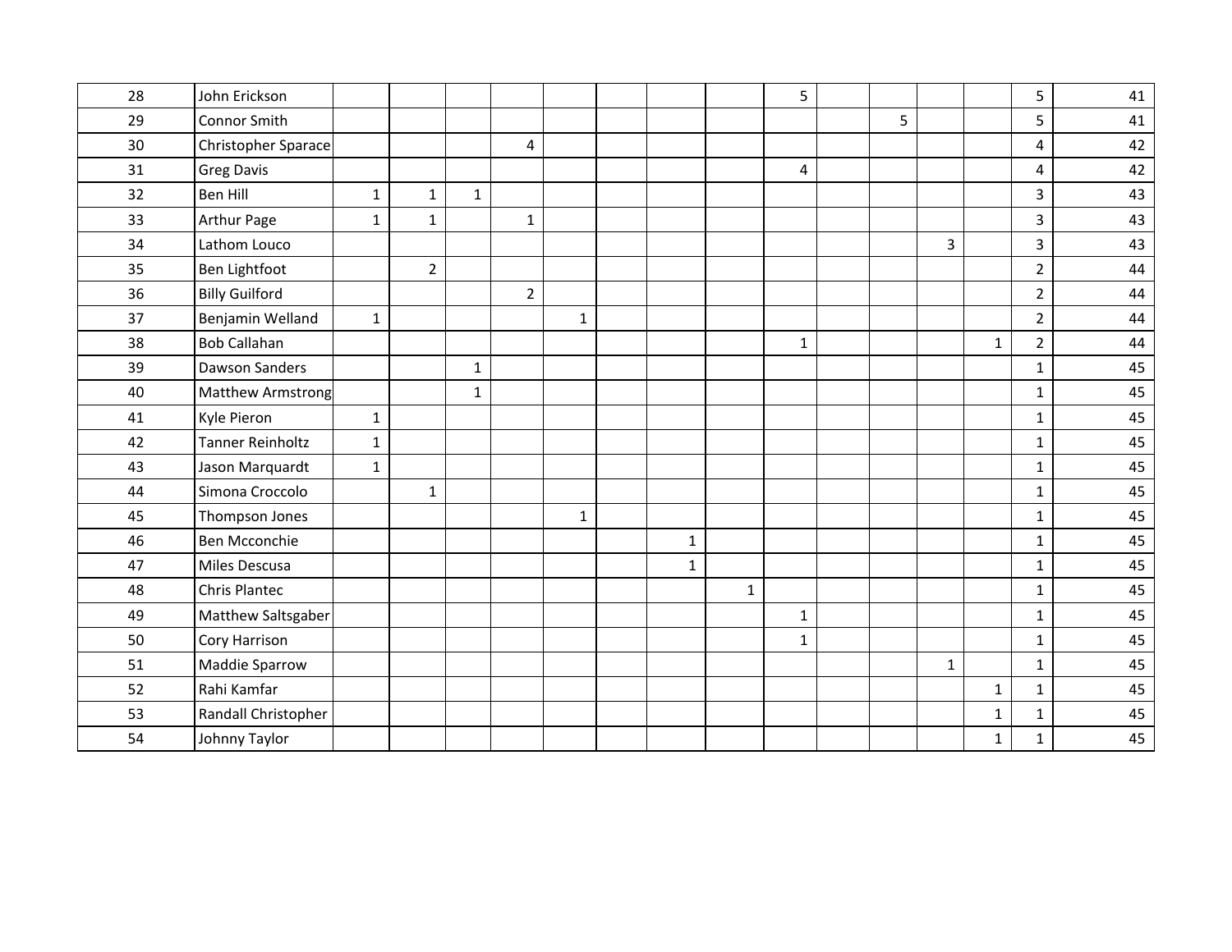| | | | | | | | | | | | | | | | | |
|---|---|---|---|---|---|---|---|---|---|---|---|---|---|---|---|---|
| 28 | John Erickson | | | | | | | | | 5 | | | | | 5 | 41 |
| 29 | Connor Smith | | | | | | | | | | | 5 | | | 5 | 41 |
| 30 | Christopher Sparace | | | | 4 | | | | | | | | | | 4 | 42 |
| 31 | Greg Davis | | | | | | | | | 4 | | | | | 4 | 42 |
| 32 | Ben Hill | 1 | 1 | 1 | | | | | | | | | | | 3 | 43 |
| 33 | Arthur Page | 1 | 1 | | 1 | | | | | | | | | | 3 | 43 |
| 34 | Lathom Louco | | | | | | | | | | | | 3 | | 3 | 43 |
| 35 | Ben Lightfoot | | 2 | | | | | | | | | | | | 2 | 44 |
| 36 | Billy Guilford | | | | 2 | | | | | | | | | | 2 | 44 |
| 37 | Benjamin Welland | 1 | | | | 1 | | | | | | | | | 2 | 44 |
| 38 | Bob Callahan | | | | | | | | | 1 | | | | 1 | 2 | 44 |
| 39 | Dawson Sanders | | | 1 | | | | | | | | | | | 1 | 45 |
| 40 | Matthew Armstrong | | | 1 | | | | | | | | | | | 1 | 45 |
| 41 | Kyle Pieron | 1 | | | | | | | | | | | | | 1 | 45 |
| 42 | Tanner Reinholtz | 1 | | | | | | | | | | | | | 1 | 45 |
| 43 | Jason Marquardt | 1 | | | | | | | | | | | | | 1 | 45 |
| 44 | Simona Croccolo | | 1 | | | | | | | | | | | | 1 | 45 |
| 45 | Thompson Jones | | | | | 1 | | | | | | | | | 1 | 45 |
| 46 | Ben Mcconchie | | | | | | | 1 | | | | | | | 1 | 45 |
| 47 | Miles Descusa | | | | | | | 1 | | | | | | | 1 | 45 |
| 48 | Chris Plantec | | | | | | | | 1 | | | | | | 1 | 45 |
| 49 | Matthew Saltsgaber | | | | | | | | | 1 | | | | | 1 | 45 |
| 50 | Cory Harrison | | | | | | | | | 1 | | | | | 1 | 45 |
| 51 | Maddie Sparrow | | | | | | | | | | | | 1 | | 1 | 45 |
| 52 | Rahi Kamfar | | | | | | | | | | | | | 1 | 1 | 45 |
| 53 | Randall Christopher | | | | | | | | | | | | | 1 | 1 | 45 |
| 54 | Johnny Taylor | | | | | | | | | | | | | 1 | 1 | 45 |